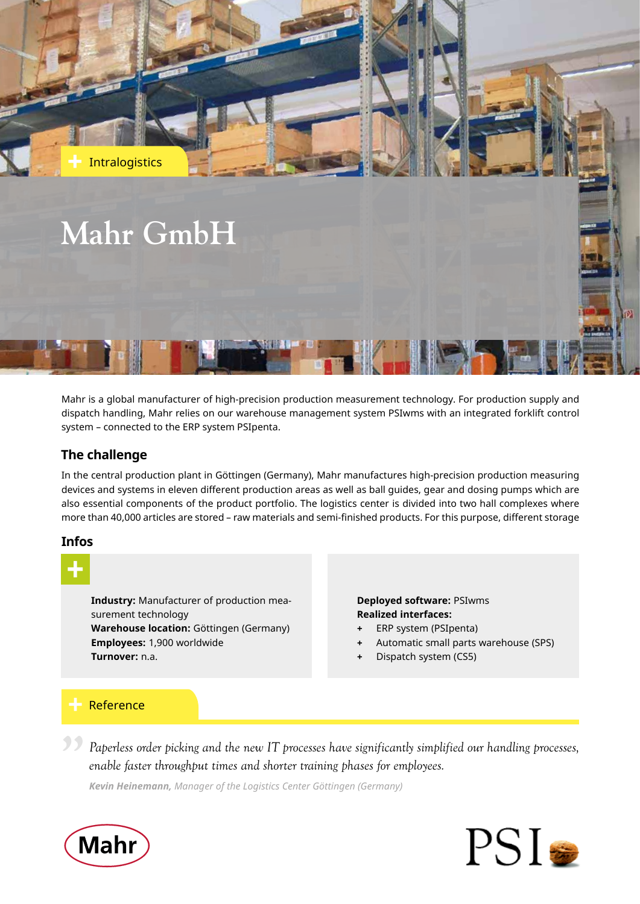Intralogistics

# Mahr GmbH

Mahr is a global manufacturer of high-precision production measurement technology. For production supply and dispatch handling, Mahr relies on our warehouse management system PSIwms with an integrated forklift control system – connected to the ERP system PSIpenta.

## The challenge

In the central production plant in Göttingen (Germany), Mahr manufactures high-precision production measuring devices and systems in eleven different production areas as well as ball guides, gear and dosing pumps which are also essential components of the product portfolio. The logistics center is divided into two hall complexes where more than 40,000 articles are stored – raw materials and semi-finished products. For this purpose, different storage

## Infos

**Industry:** Manufacturer of production measurement technology
**Warehouse location:** Göttingen (Germany)
**Employees:** 1,900 worldwide
**Turnover:** n.a.

**Deployed software:** PSIwms
**Realized interfaces:**

- ERP system (PSIpenta)
- Automatic small parts warehouse (SPS)
- Dispatch system (CS5)

## Reference

> *Paperless order picking and the new IT processes have significantly simplified our handling processes, enable faster throughput times and shorter training phases for employees.*
>
> ***Kevin Heinemann,** Manager of the Logistics Center Göttingen (Germany)*

Mahr

PSI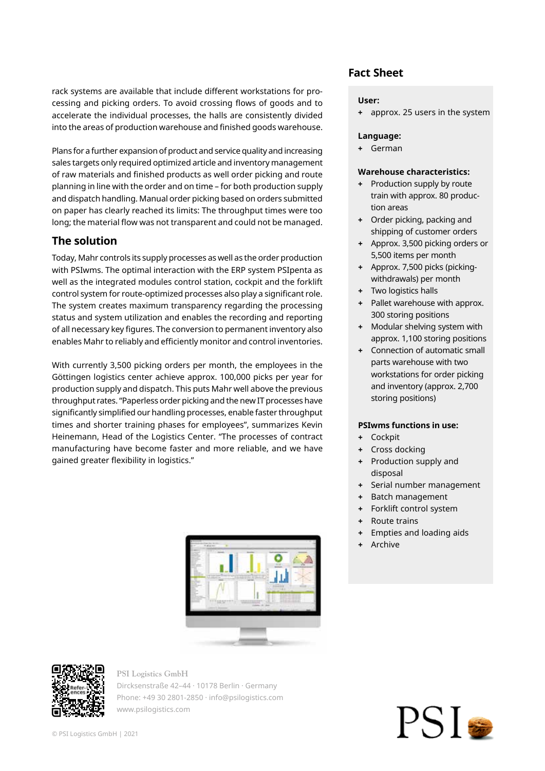rack systems are available that include different workstations for processing and picking orders. To avoid crossing flows of goods and to accelerate the individual processes, the halls are consistently divided into the areas of production warehouse and finished goods warehouse.

Plans for a further expansion of product and service quality and increasing sales targets only required optimized article and inventory management of raw materials and finished products as well order picking and route planning in line with the order and on time – for both production supply and dispatch handling. Manual order picking based on orders submitted on paper has clearly reached its limits: The throughput times were too long; the material flow was not transparent and could not be managed.

## The solution

Today, Mahr controls its supply processes as well as the order production with PSIwms. The optimal interaction with the ERP system PSIpenta as well as the integrated modules control station, cockpit and the forklift control system for route-optimized processes also play a significant role. The system creates maximum transparency regarding the processing status and system utilization and enables the recording and reporting of all necessary key figures. The conversion to permanent inventory also enables Mahr to reliably and efficiently monitor and control inventories.

With currently 3,500 picking orders per month, the employees in the Göttingen logistics center achieve approx. 100,000 picks per year for production supply and dispatch. This puts Mahr well above the previous throughput rates. "Paperless order picking and the new IT processes have significantly simplified our handling processes, enable faster throughput times and shorter training phases for employees", summarizes Kevin Heinemann, Head of the Logistics Center. "The processes of contract manufacturing have become faster and more reliable, and we have gained greater flexibility in logistics."

## Fact Sheet

**User:**

+ approx. 25 users in the system

**Language:**

+ German

**Warehouse characteristics:**

+ Production supply by route train with approx. 80 production areas
+ Order picking, packing and shipping of customer orders
+ Approx. 3,500 picking orders or 5,500 items per month
+ Approx. 7,500 picks (picking-withdrawals) per month
+ Two logistics halls
+ Pallet warehouse with approx. 300 storing positions
+ Modular shelving system with approx. 1,100 storing positions
+ Connection of automatic small parts warehouse with two workstations for order picking and inventory (approx. 2,700 storing positions)

**PSIwms functions in use:**

+ Cockpit
+ Cross docking
+ Production supply and disposal
+ Serial number management
+ Batch management
+ Forklift control system
+ Route trains
+ Empties and loading aids
+ Archive

PSI Logistics GmbH
Dircksenstraße 42–44 · 10178 Berlin · Germany
Phone: +49 30 2801-2850 · info@psilogistics.com
www.psilogistics.com

© PSI Logistics GmbH | 2021